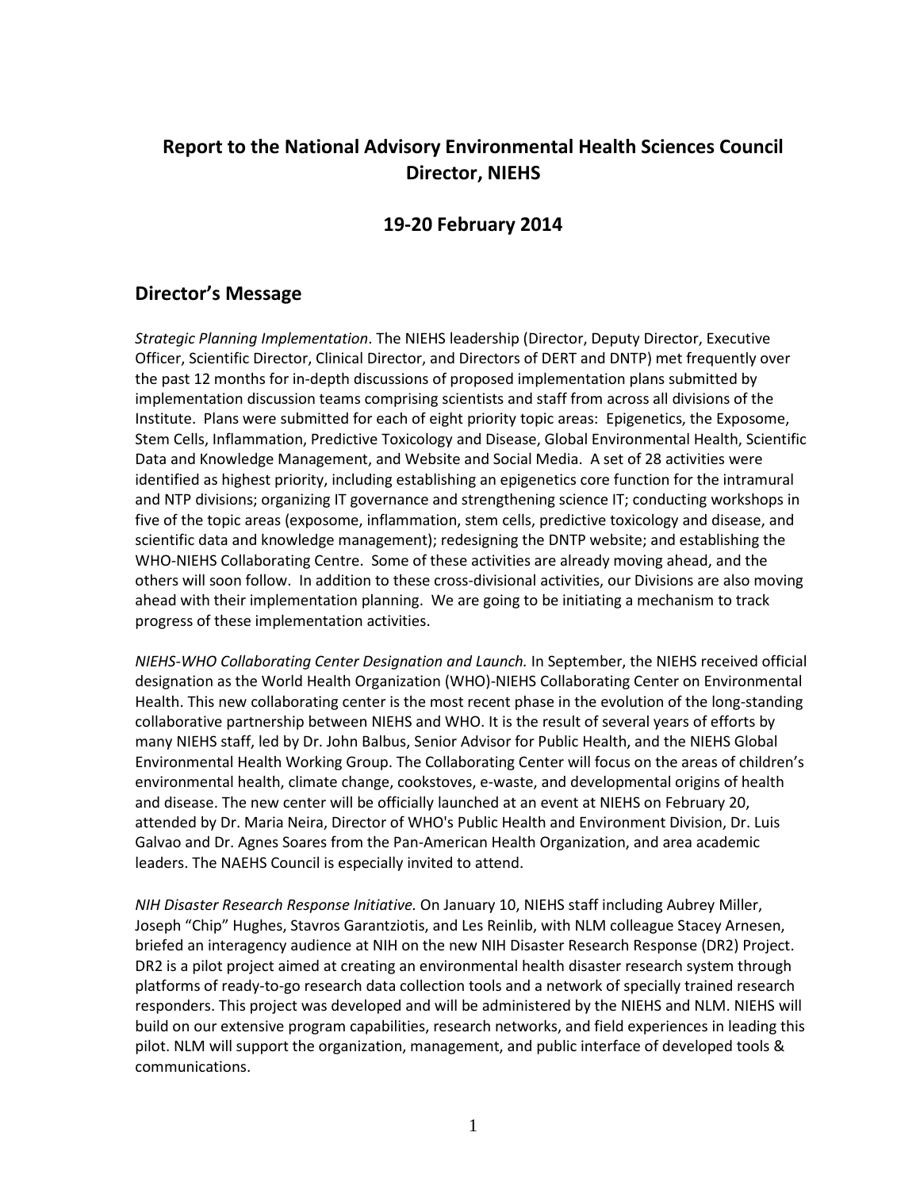# Report to the National Advisory Environmental Health Sciences Council Director, NIEHS

## 19-20 February 2014

## Director's Message

*Strategic Planning Implementation*. The NIEHS leadership (Director, Deputy Director, Executive Officer, Scientific Director, Clinical Director, and Directors of DERT and DNTP) met frequently over the past 12 months for in-depth discussions of proposed implementation plans submitted by implementation discussion teams comprising scientists and staff from across all divisions of the Institute. Plans were submitted for each of eight priority topic areas: Epigenetics, the Exposome, Stem Cells, Inflammation, Predictive Toxicology and Disease, Global Environmental Health, Scientific Data and Knowledge Management, and Website and Social Media. A set of 28 activities were identified as highest priority, including establishing an epigenetics core function for the intramural and NTP divisions; organizing IT governance and strengthening science IT; conducting workshops in five of the topic areas (exposome, inflammation, stem cells, predictive toxicology and disease, and scientific data and knowledge management); redesigning the DNTP website; and establishing the WHO-NIEHS Collaborating Centre. Some of these activities are already moving ahead, and the others will soon follow. In addition to these cross-divisional activities, our Divisions are also moving ahead with their implementation planning. We are going to be initiating a mechanism to track progress of these implementation activities.

*NIEHS-WHO Collaborating Center Designation and Launch.* In September, the NIEHS received official designation as the World Health Organization (WHO)-NIEHS Collaborating Center on Environmental Health. This new collaborating center is the most recent phase in the evolution of the long-standing collaborative partnership between NIEHS and WHO. It is the result of several years of efforts by many NIEHS staff, led by Dr. John Balbus, Senior Advisor for Public Health, and the NIEHS Global Environmental Health Working Group. The Collaborating Center will focus on the areas of children's environmental health, climate change, cookstoves, e-waste, and developmental origins of health and disease. The new center will be officially launched at an event at NIEHS on February 20, attended by Dr. Maria Neira, Director of WHO's Public Health and Environment Division, Dr. Luis Galvao and Dr. Agnes Soares from the Pan-American Health Organization, and area academic leaders. The NAEHS Council is especially invited to attend.

*NIH Disaster Research Response Initiative.* On January 10, NIEHS staff including Aubrey Miller, Joseph "Chip" Hughes, Stavros Garantziotis, and Les Reinlib, with NLM colleague Stacey Arnesen, briefed an interagency audience at NIH on the new NIH Disaster Research Response (DR2) Project. DR2 is a pilot project aimed at creating an environmental health disaster research system through platforms of ready-to-go research data collection tools and a network of specially trained research responders. This project was developed and will be administered by the NIEHS and NLM. NIEHS will build on our extensive program capabilities, research networks, and field experiences in leading this pilot. NLM will support the organization, management, and public interface of developed tools & communications.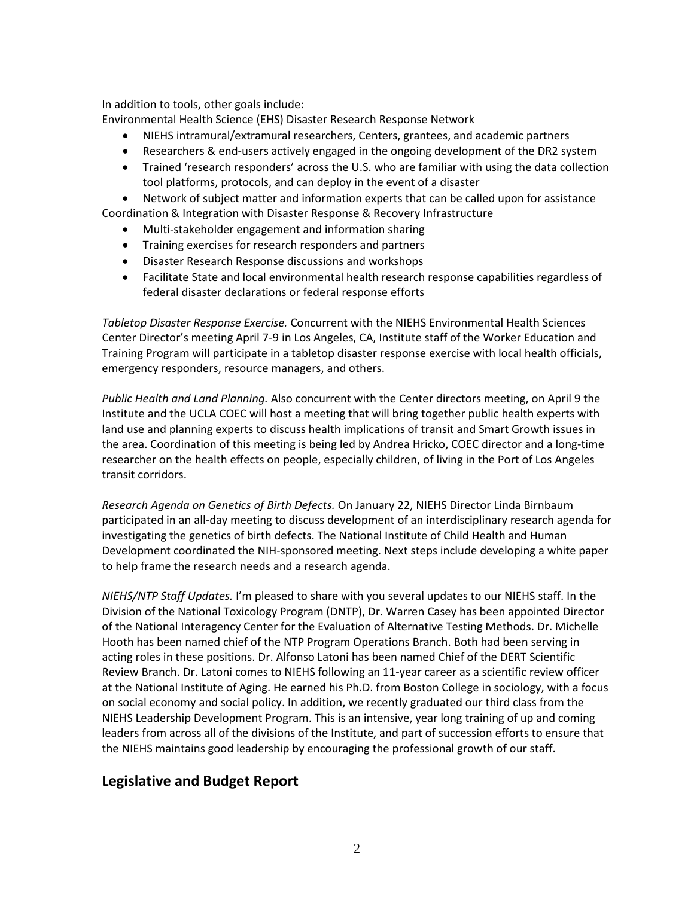In addition to tools, other goals include:

Environmental Health Science (EHS) Disaster Research Response Network

- NIEHS intramural/extramural researchers, Centers, grantees, and academic partners
- Researchers & end-users actively engaged in the ongoing development of the DR2 system
- Trained 'research responders' across the U.S. who are familiar with using the data collection tool platforms, protocols, and can deploy in the event of a disaster
- Network of subject matter and information experts that can be called upon for assistance

Coordination & Integration with Disaster Response & Recovery Infrastructure

- Multi-stakeholder engagement and information sharing
- Training exercises for research responders and partners
- Disaster Research Response discussions and workshops
- Facilitate State and local environmental health research response capabilities regardless of federal disaster declarations or federal response efforts

*Tabletop Disaster Response Exercise.* Concurrent with the NIEHS Environmental Health Sciences Center Director's meeting April 7-9 in Los Angeles, CA, Institute staff of the Worker Education and Training Program will participate in a tabletop disaster response exercise with local health officials, emergency responders, resource managers, and others.

*Public Health and Land Planning.* Also concurrent with the Center directors meeting, on April 9 the Institute and the UCLA COEC will host a meeting that will bring together public health experts with land use and planning experts to discuss health implications of transit and Smart Growth issues in the area. Coordination of this meeting is being led by Andrea Hricko, COEC director and a long-time researcher on the health effects on people, especially children, of living in the Port of Los Angeles transit corridors.

*Research Agenda on Genetics of Birth Defects.* On January 22, NIEHS Director Linda Birnbaum participated in an all-day meeting to discuss development of an interdisciplinary research agenda for investigating the genetics of birth defects. The National Institute of Child Health and Human Development coordinated the NIH-sponsored meeting. Next steps include developing a white paper to help frame the research needs and a research agenda.

*NIEHS/NTP Staff Updates.* I'm pleased to share with you several updates to our NIEHS staff. In the Division of the National Toxicology Program (DNTP), Dr. Warren Casey has been appointed Director of the National Interagency Center for the Evaluation of Alternative Testing Methods. Dr. Michelle Hooth has been named chief of the NTP Program Operations Branch. Both had been serving in acting roles in these positions. Dr. Alfonso Latoni has been named Chief of the DERT Scientific Review Branch. Dr. Latoni comes to NIEHS following an 11-year career as a scientific review officer at the National Institute of Aging. He earned his Ph.D. from Boston College in sociology, with a focus on social economy and social policy. In addition, we recently graduated our third class from the NIEHS Leadership Development Program. This is an intensive, year long training of up and coming leaders from across all of the divisions of the Institute, and part of succession efforts to ensure that the NIEHS maintains good leadership by encouraging the professional growth of our staff.

## Legislative and Budget Report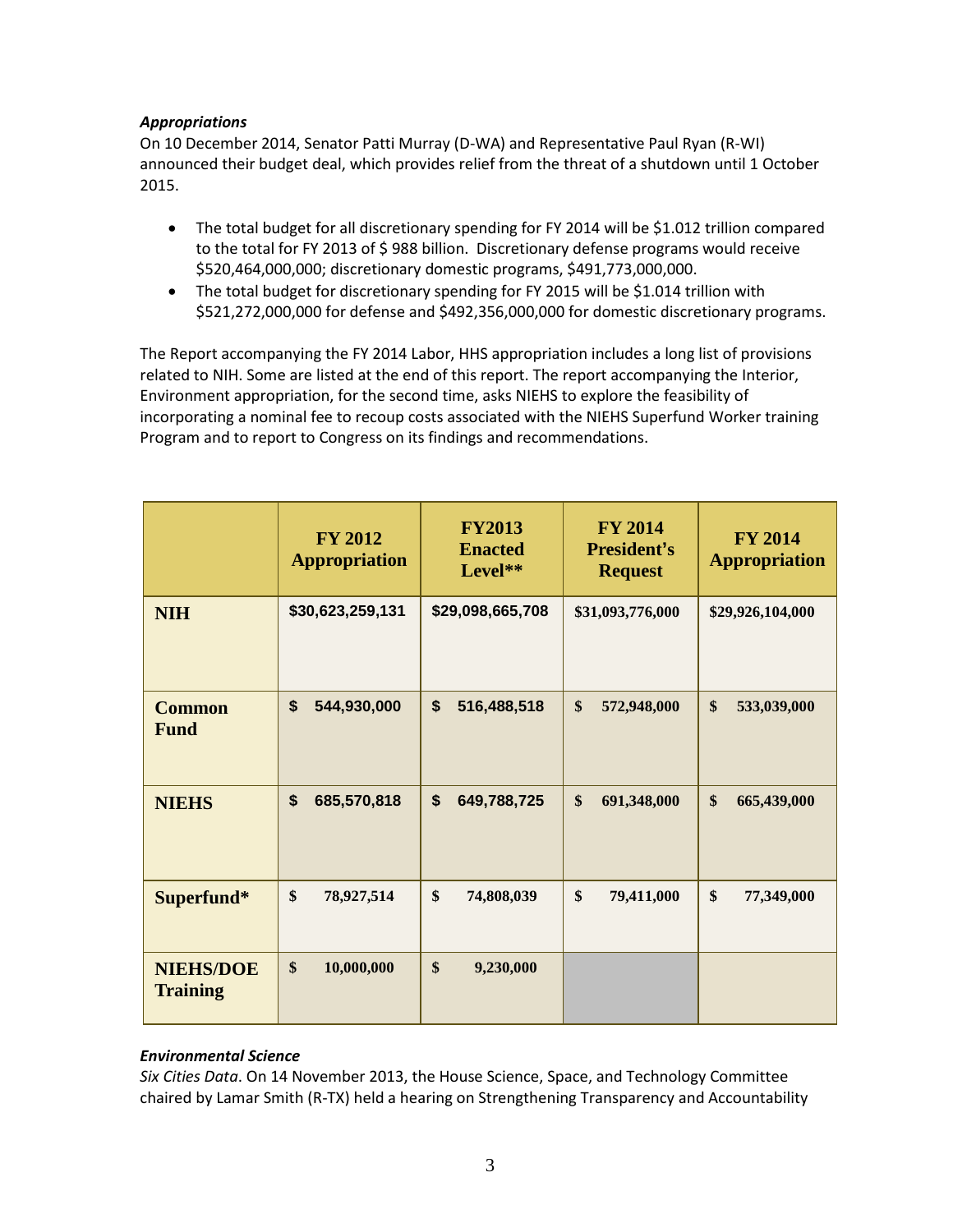***Appropriations***

On 10 December 2014, Senator Patti Murray (D-WA) and Representative Paul Ryan (R-WI) announced their budget deal, which provides relief from the threat of a shutdown until 1 October 2015.

- The total budget for all discretionary spending for FY 2014 will be $1.012 trillion compared to the total for FY 2013 of $ 988 billion. Discretionary defense programs would receive $520,464,000,000; discretionary domestic programs, $491,773,000,000.
- The total budget for discretionary spending for FY 2015 will be $1.014 trillion with $521,272,000,000 for defense and $492,356,000,000 for domestic discretionary programs.

The Report accompanying the FY 2014 Labor, HHS appropriation includes a long list of provisions related to NIH. Some are listed at the end of this report. The report accompanying the Interior, Environment appropriation, for the second time, asks NIEHS to explore the feasibility of incorporating a nominal fee to recoup costs associated with the NIEHS Superfund Worker training Program and to report to Congress on its findings and recommendations.

| | FY 2012 Appropriation | FY2013 Enacted Level** | FY 2014 President's Request | FY 2014 Appropriation |
|---|---|---|---|---|
| **NIH** | $30,623,259,131 | $29,098,665,708 | $31,093,776,000 | $29,926,104,000 |
| **Common Fund** | $ 544,930,000 | $ 516,488,518 | $ 572,948,000 | $ 533,039,000 |
| **NIEHS** | $ 685,570,818 | $ 649,788,725 | $ 691,348,000 | $ 665,439,000 |
| **Superfund*** | $ 78,927,514 | $ 74,808,039 | $ 79,411,000 | $ 77,349,000 |
| **NIEHS/DOE Training** | $ 10,000,000 | $ 9,230,000 | | |

***Environmental Science***

*Six Cities Data*. On 14 November 2013, the House Science, Space, and Technology Committee chaired by Lamar Smith (R-TX) held a hearing on Strengthening Transparency and Accountability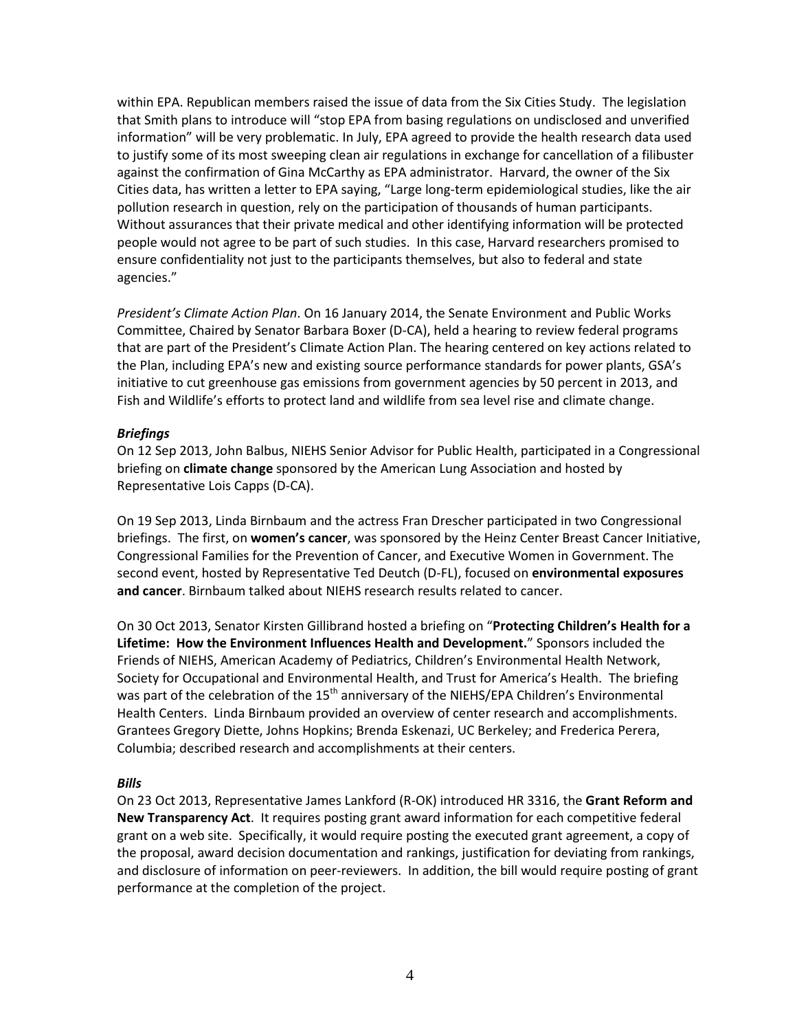within EPA. Republican members raised the issue of data from the Six Cities Study. The legislation that Smith plans to introduce will "stop EPA from basing regulations on undisclosed and unverified information" will be very problematic. In July, EPA agreed to provide the health research data used to justify some of its most sweeping clean air regulations in exchange for cancellation of a filibuster against the confirmation of Gina McCarthy as EPA administrator. Harvard, the owner of the Six Cities data, has written a letter to EPA saying, "Large long-term epidemiological studies, like the air pollution research in question, rely on the participation of thousands of human participants. Without assurances that their private medical and other identifying information will be protected people would not agree to be part of such studies. In this case, Harvard researchers promised to ensure confidentiality not just to the participants themselves, but also to federal and state agencies."

*President's Climate Action Plan*. On 16 January 2014, the Senate Environment and Public Works Committee, Chaired by Senator Barbara Boxer (D-CA), held a hearing to review federal programs that are part of the President's Climate Action Plan. The hearing centered on key actions related to the Plan, including EPA's new and existing source performance standards for power plants, GSA's initiative to cut greenhouse gas emissions from government agencies by 50 percent in 2013, and Fish and Wildlife's efforts to protect land and wildlife from sea level rise and climate change.

***Briefings***

On 12 Sep 2013, John Balbus, NIEHS Senior Advisor for Public Health, participated in a Congressional briefing on **climate change** sponsored by the American Lung Association and hosted by Representative Lois Capps (D-CA).

On 19 Sep 2013, Linda Birnbaum and the actress Fran Drescher participated in two Congressional briefings. The first, on **women's cancer**, was sponsored by the Heinz Center Breast Cancer Initiative, Congressional Families for the Prevention of Cancer, and Executive Women in Government. The second event, hosted by Representative Ted Deutch (D-FL), focused on **environmental exposures and cancer**. Birnbaum talked about NIEHS research results related to cancer.

On 30 Oct 2013, Senator Kirsten Gillibrand hosted a briefing on "**Protecting Children's Health for a Lifetime: How the Environment Influences Health and Development.**" Sponsors included the Friends of NIEHS, American Academy of Pediatrics, Children's Environmental Health Network, Society for Occupational and Environmental Health, and Trust for America's Health. The briefing was part of the celebration of the 15th anniversary of the NIEHS/EPA Children's Environmental Health Centers. Linda Birnbaum provided an overview of center research and accomplishments. Grantees Gregory Diette, Johns Hopkins; Brenda Eskenazi, UC Berkeley; and Frederica Perera, Columbia; described research and accomplishments at their centers.

***Bills***

On 23 Oct 2013, Representative James Lankford (R-OK) introduced HR 3316, the **Grant Reform and New Transparency Act**. It requires posting grant award information for each competitive federal grant on a web site. Specifically, it would require posting the executed grant agreement, a copy of the proposal, award decision documentation and rankings, justification for deviating from rankings, and disclosure of information on peer-reviewers. In addition, the bill would require posting of grant performance at the completion of the project.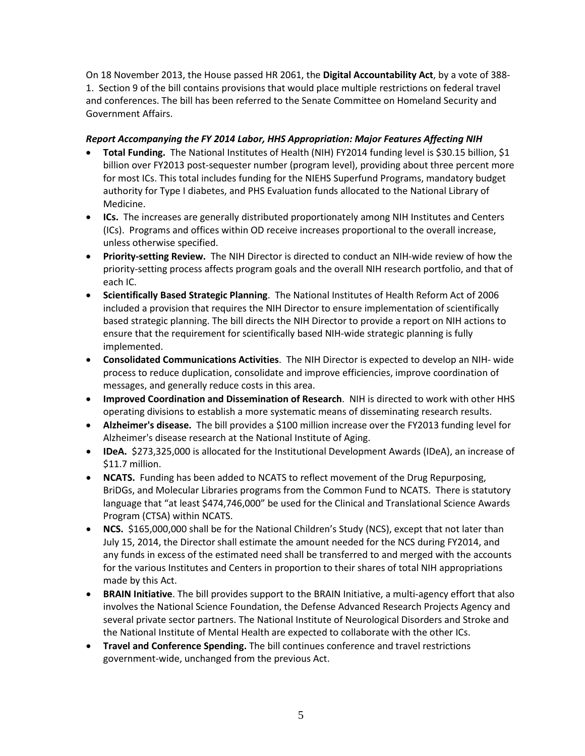On 18 November 2013, the House passed HR 2061, the **Digital Accountability Act**, by a vote of 388-1. Section 9 of the bill contains provisions that would place multiple restrictions on federal travel and conferences. The bill has been referred to the Senate Committee on Homeland Security and Government Affairs.

***Report Accompanying the FY 2014 Labor, HHS Appropriation: Major Features Affecting NIH***

- **Total Funding.** The National Institutes of Health (NIH) FY2014 funding level is $30.15 billion, $1 billion over FY2013 post-sequester number (program level), providing about three percent more for most ICs. This total includes funding for the NIEHS Superfund Programs, mandatory budget authority for Type I diabetes, and PHS Evaluation funds allocated to the National Library of Medicine.
- **ICs.** The increases are generally distributed proportionately among NIH Institutes and Centers (ICs). Programs and offices within OD receive increases proportional to the overall increase, unless otherwise specified.
- **Priority-setting Review.** The NIH Director is directed to conduct an NIH-wide review of how the priority-setting process affects program goals and the overall NIH research portfolio, and that of each IC.
- **Scientifically Based Strategic Planning**. The National Institutes of Health Reform Act of 2006 included a provision that requires the NIH Director to ensure implementation of scientifically based strategic planning. The bill directs the NIH Director to provide a report on NIH actions to ensure that the requirement for scientifically based NIH-wide strategic planning is fully implemented.
- **Consolidated Communications Activities**. The NIH Director is expected to develop an NIH- wide process to reduce duplication, consolidate and improve efficiencies, improve coordination of messages, and generally reduce costs in this area.
- **Improved Coordination and Dissemination of Research**. NIH is directed to work with other HHS operating divisions to establish a more systematic means of disseminating research results.
- **Alzheimer's disease.** The bill provides a $100 million increase over the FY2013 funding level for Alzheimer's disease research at the National Institute of Aging.
- **IDeA.** $273,325,000 is allocated for the Institutional Development Awards (IDeA), an increase of $11.7 million.
- **NCATS.** Funding has been added to NCATS to reflect movement of the Drug Repurposing, BriDGs, and Molecular Libraries programs from the Common Fund to NCATS. There is statutory language that "at least $474,746,000" be used for the Clinical and Translational Science Awards Program (CTSA) within NCATS.
- **NCS.** $165,000,000 shall be for the National Children's Study (NCS), except that not later than July 15, 2014, the Director shall estimate the amount needed for the NCS during FY2014, and any funds in excess of the estimated need shall be transferred to and merged with the accounts for the various Institutes and Centers in proportion to their shares of total NIH appropriations made by this Act.
- **BRAIN Initiative**. The bill provides support to the BRAIN Initiative, a multi-agency effort that also involves the National Science Foundation, the Defense Advanced Research Projects Agency and several private sector partners. The National Institute of Neurological Disorders and Stroke and the National Institute of Mental Health are expected to collaborate with the other ICs.
- **Travel and Conference Spending.** The bill continues conference and travel restrictions government-wide, unchanged from the previous Act.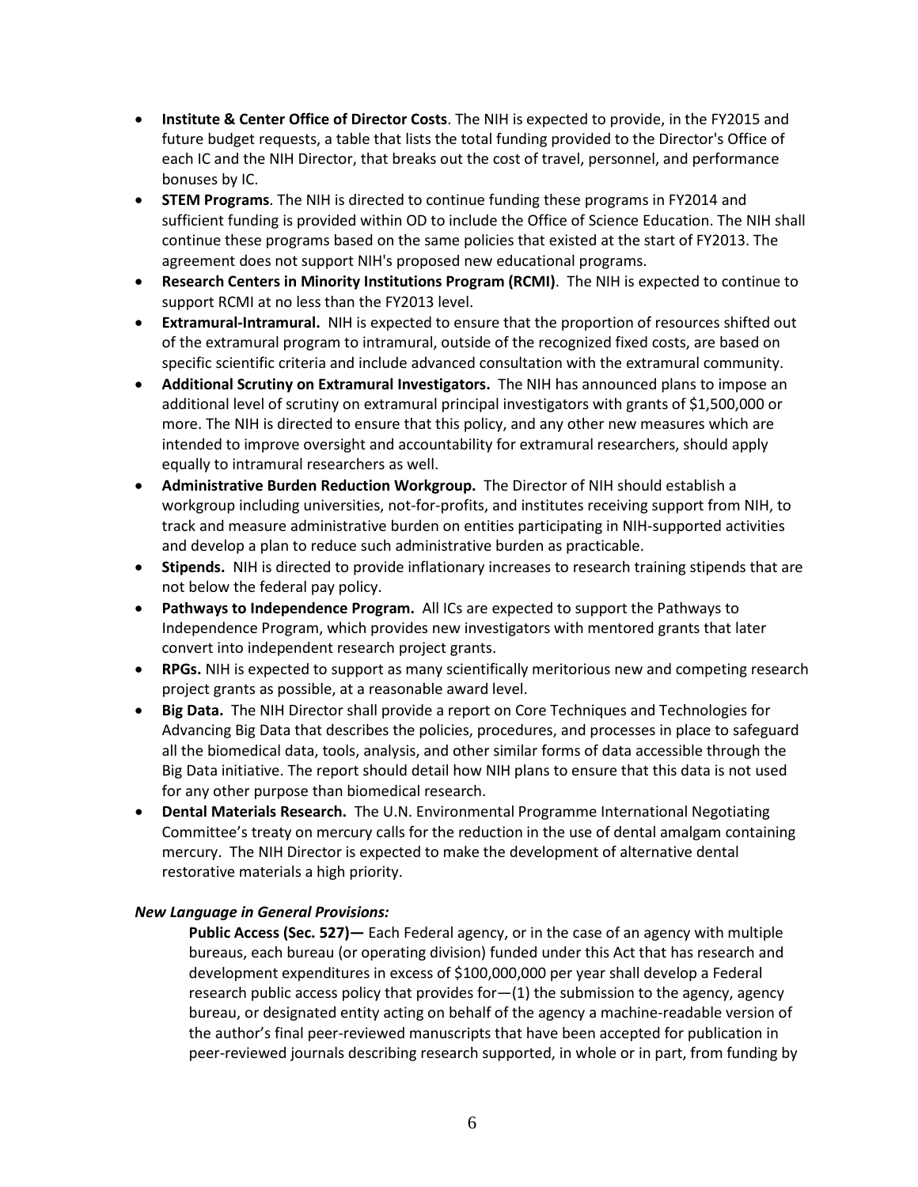- **Institute & Center Office of Director Costs**. The NIH is expected to provide, in the FY2015 and future budget requests, a table that lists the total funding provided to the Director's Office of each IC and the NIH Director, that breaks out the cost of travel, personnel, and performance bonuses by IC.
- **STEM Programs**. The NIH is directed to continue funding these programs in FY2014 and sufficient funding is provided within OD to include the Office of Science Education. The NIH shall continue these programs based on the same policies that existed at the start of FY2013. The agreement does not support NIH's proposed new educational programs.
- **Research Centers in Minority Institutions Program (RCMI)**. The NIH is expected to continue to support RCMI at no less than the FY2013 level.
- **Extramural-Intramural.** NIH is expected to ensure that the proportion of resources shifted out of the extramural program to intramural, outside of the recognized fixed costs, are based on specific scientific criteria and include advanced consultation with the extramural community.
- **Additional Scrutiny on Extramural Investigators.** The NIH has announced plans to impose an additional level of scrutiny on extramural principal investigators with grants of $1,500,000 or more. The NIH is directed to ensure that this policy, and any other new measures which are intended to improve oversight and accountability for extramural researchers, should apply equally to intramural researchers as well.
- **Administrative Burden Reduction Workgroup.** The Director of NIH should establish a workgroup including universities, not-for-profits, and institutes receiving support from NIH, to track and measure administrative burden on entities participating in NIH-supported activities and develop a plan to reduce such administrative burden as practicable.
- **Stipends.** NIH is directed to provide inflationary increases to research training stipends that are not below the federal pay policy.
- **Pathways to Independence Program.** All ICs are expected to support the Pathways to Independence Program, which provides new investigators with mentored grants that later convert into independent research project grants.
- **RPGs.** NIH is expected to support as many scientifically meritorious new and competing research project grants as possible, at a reasonable award level.
- **Big Data.** The NIH Director shall provide a report on Core Techniques and Technologies for Advancing Big Data that describes the policies, procedures, and processes in place to safeguard all the biomedical data, tools, analysis, and other similar forms of data accessible through the Big Data initiative. The report should detail how NIH plans to ensure that this data is not used for any other purpose than biomedical research.
- **Dental Materials Research.** The U.N. Environmental Programme International Negotiating Committee's treaty on mercury calls for the reduction in the use of dental amalgam containing mercury. The NIH Director is expected to make the development of alternative dental restorative materials a high priority.

***New Language in General Provisions:***

> **Public Access (Sec. 527)—** Each Federal agency, or in the case of an agency with multiple bureaus, each bureau (or operating division) funded under this Act that has research and development expenditures in excess of $100,000,000 per year shall develop a Federal research public access policy that provides for—(1) the submission to the agency, agency bureau, or designated entity acting on behalf of the agency a machine-readable version of the author's final peer-reviewed manuscripts that have been accepted for publication in peer-reviewed journals describing research supported, in whole or in part, from funding by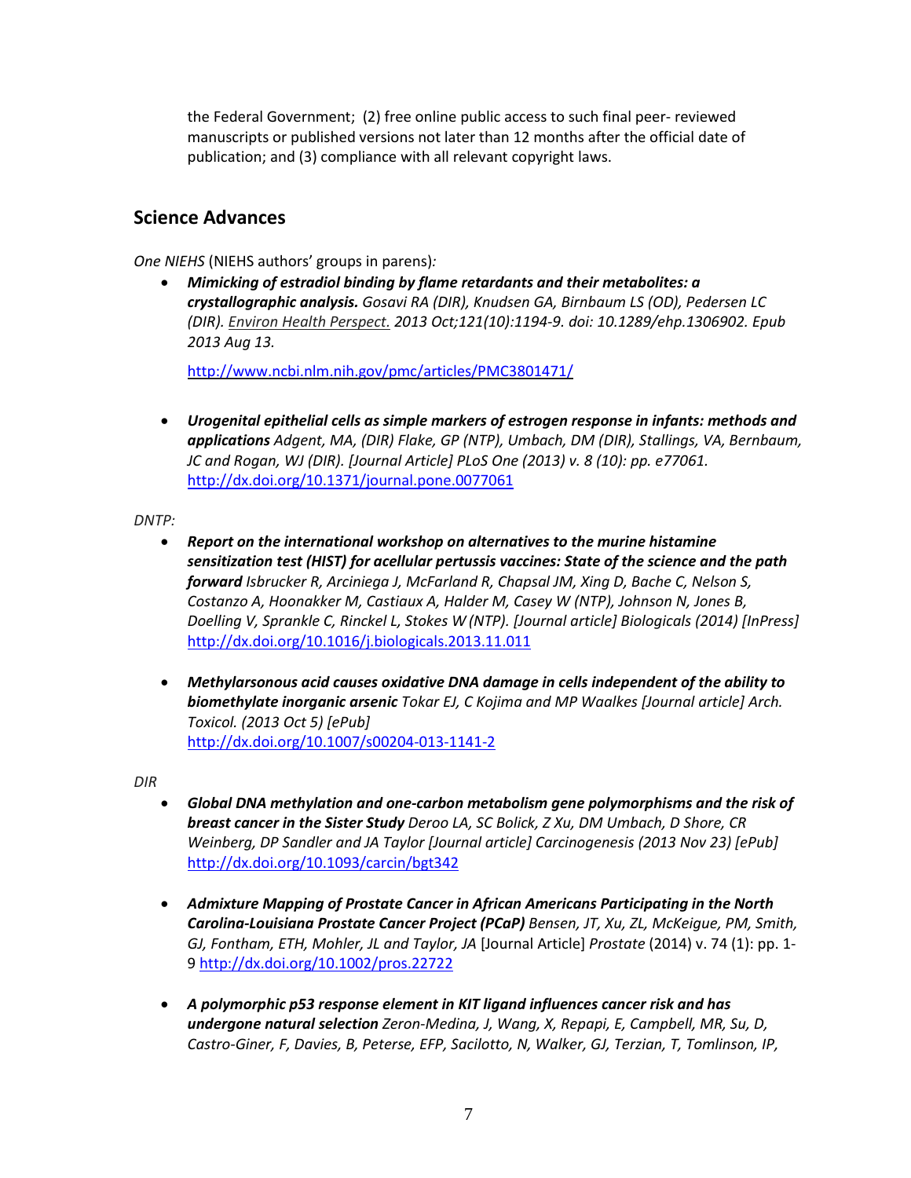the Federal Government; (2) free online public access to such final peer- reviewed manuscripts or published versions not later than 12 months after the official date of publication; and (3) compliance with all relevant copyright laws.

## Science Advances

*One NIEHS* (NIEHS authors' groups in parens)*:*

- ***Mimicking of estradiol binding by flame retardants and their metabolites: a crystallographic analysis.*** *Gosavi RA (DIR), Knudsen GA, Birnbaum LS (OD), Pedersen LC (DIR). Environ Health Perspect. 2013 Oct;121(10):1194-9. doi: 10.1289/ehp.1306902. Epub 2013 Aug 13.*

  http://www.ncbi.nlm.nih.gov/pmc/articles/PMC3801471/

- ***Urogenital epithelial cells as simple markers of estrogen response in infants: methods and applications*** *Adgent, MA, (DIR) Flake, GP (NTP), Umbach, DM (DIR), Stallings, VA, Bernbaum, JC and Rogan, WJ (DIR). [Journal Article] PLoS One (2013) v. 8 (10): pp. e77061.* http://dx.doi.org/10.1371/journal.pone.0077061

*DNTP:*

- ***Report on the international workshop on alternatives to the murine histamine sensitization test (HIST) for acellular pertussis vaccines: State of the science and the path forward*** *Isbrucker R, Arciniega J, McFarland R, Chapsal JM, Xing D, Bache C, Nelson S, Costanzo A, Hoonakker M, Castiaux A, Halder M, Casey W (NTP), Johnson N, Jones B, Doelling V, Sprankle C, Rinckel L, Stokes W (NTP). [Journal article] Biologicals (2014) [InPress]* http://dx.doi.org/10.1016/j.biologicals.2013.11.011

- ***Methylarsonous acid causes oxidative DNA damage in cells independent of the ability to biomethylate inorganic arsenic*** *Tokar EJ, C Kojima and MP Waalkes [Journal article] Arch. Toxicol. (2013 Oct 5) [ePub]* http://dx.doi.org/10.1007/s00204-013-1141-2

*DIR*

- ***Global DNA methylation and one-carbon metabolism gene polymorphisms and the risk of breast cancer in the Sister Study*** *Deroo LA, SC Bolick, Z Xu, DM Umbach, D Shore, CR Weinberg, DP Sandler and JA Taylor [Journal article] Carcinogenesis (2013 Nov 23) [ePub]* http://dx.doi.org/10.1093/carcin/bgt342

- ***Admixture Mapping of Prostate Cancer in African Americans Participating in the North Carolina-Louisiana Prostate Cancer Project (PCaP)*** *Bensen, JT, Xu, ZL, McKeigue, PM, Smith, GJ, Fontham, ETH, Mohler, JL and Taylor, JA* [Journal Article] *Prostate* (2014) v. 74 (1): pp. 1-9 http://dx.doi.org/10.1002/pros.22722

- ***A polymorphic p53 response element in KIT ligand influences cancer risk and has undergone natural selection*** *Zeron-Medina, J, Wang, X, Repapi, E, Campbell, MR, Su, D, Castro-Giner, F, Davies, B, Peterse, EFP, Sacilotto, N, Walker, GJ, Terzian, T, Tomlinson, IP,*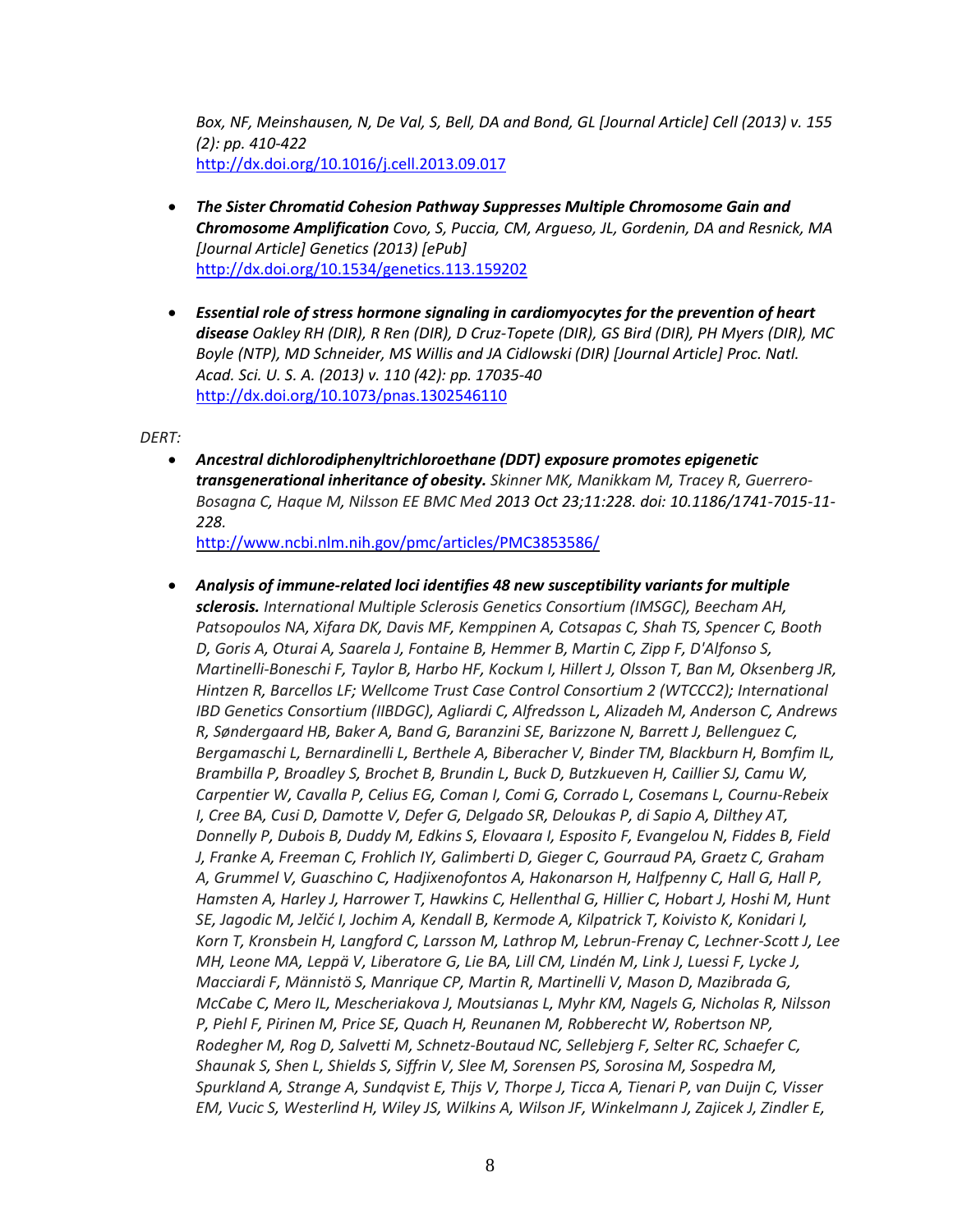*Box, NF, Meinshausen, N, De Val, S, Bell, DA and Bond, GL [Journal Article] Cell (2013) v. 155 (2): pp. 410-422*
http://dx.doi.org/10.1016/j.cell.2013.09.017

- ***The Sister Chromatid Cohesion Pathway Suppresses Multiple Chromosome Gain and Chromosome Amplification*** *Covo, S, Puccia, CM, Argueso, JL, Gordenin, DA and Resnick, MA [Journal Article] Genetics (2013) [ePub]*
  http://dx.doi.org/10.1534/genetics.113.159202

- ***Essential role of stress hormone signaling in cardiomyocytes for the prevention of heart disease*** *Oakley RH (DIR), R Ren (DIR), D Cruz-Topete (DIR), GS Bird (DIR), PH Myers (DIR), MC Boyle (NTP), MD Schneider, MS Willis and JA Cidlowski (DIR) [Journal Article] Proc. Natl. Acad. Sci. U. S. A. (2013) v. 110 (42): pp. 17035-40*
  http://dx.doi.org/10.1073/pnas.1302546110

*DERT:*

- ***Ancestral dichlorodiphenyltrichloroethane (DDT) exposure promotes epigenetic transgenerational inheritance of obesity.*** *Skinner MK, Manikkam M, Tracey R, Guerrero-Bosagna C, Haque M, Nilsson EE BMC Med 2013 Oct 23;11:228. doi: 10.1186/1741-7015-11-228.*
  http://www.ncbi.nlm.nih.gov/pmc/articles/PMC3853586/

- ***Analysis of immune-related loci identifies 48 new susceptibility variants for multiple sclerosis.*** *International Multiple Sclerosis Genetics Consortium (IMSGC), Beecham AH, Patsopoulos NA, Xifara DK, Davis MF, Kemppinen A, Cotsapas C, Shah TS, Spencer C, Booth D, Goris A, Oturai A, Saarela J, Fontaine B, Hemmer B, Martin C, Zipp F, D'Alfonso S, Martinelli-Boneschi F, Taylor B, Harbo HF, Kockum I, Hillert J, Olsson T, Ban M, Oksenberg JR, Hintzen R, Barcellos LF; Wellcome Trust Case Control Consortium 2 (WTCCC2); International IBD Genetics Consortium (IIBDGC), Agliardi C, Alfredsson L, Alizadeh M, Anderson C, Andrews R, Søndergaard HB, Baker A, Band G, Baranzini SE, Barizzone N, Barrett J, Bellenguez C, Bergamaschi L, Bernardinelli L, Berthele A, Biberacher V, Binder TM, Blackburn H, Bomfim IL, Brambilla P, Broadley S, Brochet B, Brundin L, Buck D, Butzkueven H, Caillier SJ, Camu W, Carpentier W, Cavalla P, Celius EG, Coman I, Comi G, Corrado L, Cosemans L, Cournu-Rebeix I, Cree BA, Cusi D, Damotte V, Defer G, Delgado SR, Deloukas P, di Sapio A, Dilthey AT, Donnelly P, Dubois B, Duddy M, Edkins S, Elovaara I, Esposito F, Evangelou N, Fiddes B, Field J, Franke A, Freeman C, Frohlich IY, Galimberti D, Gieger C, Gourraud PA, Graetz C, Graham A, Grummel V, Guaschino C, Hadjixenofontos A, Hakonarson H, Halfpenny C, Hall G, Hall P, Hamsten A, Harley J, Harrower T, Hawkins C, Hellenthal G, Hillier C, Hobart J, Hoshi M, Hunt SE, Jagodic M, Jelčić I, Jochim A, Kendall B, Kermode A, Kilpatrick T, Koivisto K, Konidari I, Korn T, Kronsbein H, Langford C, Larsson M, Lathrop M, Lebrun-Frenay C, Lechner-Scott J, Lee MH, Leone MA, Leppä V, Liberatore G, Lie BA, Lill CM, Lindén M, Link J, Luessi F, Lycke J, Macciardi F, Männistö S, Manrique CP, Martin R, Martinelli V, Mason D, Mazibrada G, McCabe C, Mero IL, Mescheriakova J, Moutsianas L, Myhr KM, Nagels G, Nicholas R, Nilsson P, Piehl F, Pirinen M, Price SE, Quach H, Reunanen M, Robberecht W, Robertson NP, Rodegher M, Rog D, Salvetti M, Schnetz-Boutaud NC, Sellebjerg F, Selter RC, Schaefer C, Shaunak S, Shen L, Shields S, Siffrin V, Slee M, Sorensen PS, Sorosina M, Sospedra M, Spurkland A, Strange A, Sundqvist E, Thijs V, Thorpe J, Ticca A, Tienari P, van Duijn C, Visser EM, Vucic S, Westerlind H, Wiley JS, Wilkins A, Wilson JF, Winkelmann J, Zajicek J, Zindler E,*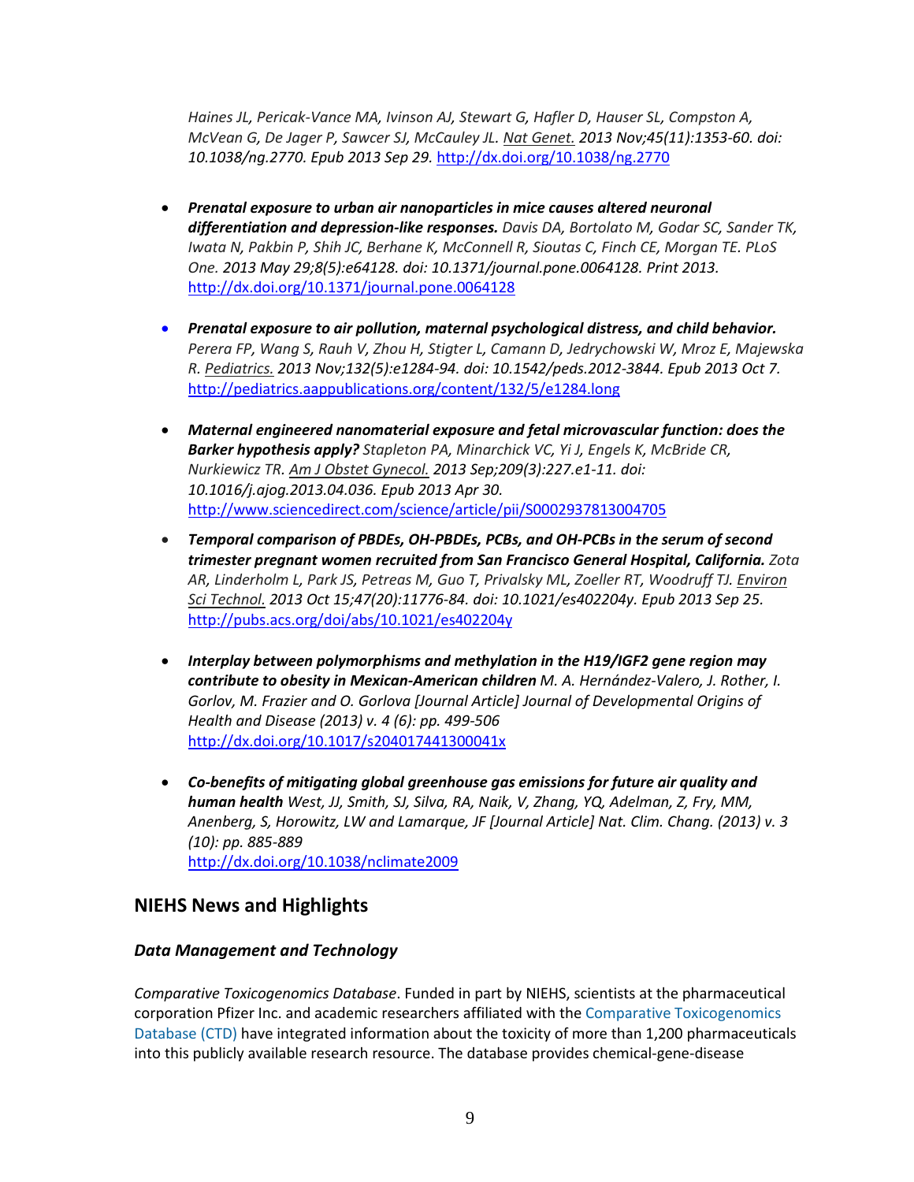*Haines JL, Pericak-Vance MA, Ivinson AJ, Stewart G, Hafler D, Hauser SL, Compston A, McVean G, De Jager P, Sawcer SJ, McCauley JL. Nat Genet. 2013 Nov;45(11):1353-60. doi: 10.1038/ng.2770. Epub 2013 Sep 29.* http://dx.doi.org/10.1038/ng.2770

- ***Prenatal exposure to urban air nanoparticles in mice causes altered neuronal differentiation and depression-like responses.*** *Davis DA, Bortolato M, Godar SC, Sander TK, Iwata N, Pakbin P, Shih JC, Berhane K, McConnell R, Sioutas C, Finch CE, Morgan TE. PLoS One. 2013 May 29;8(5):e64128. doi: 10.1371/journal.pone.0064128. Print 2013.* http://dx.doi.org/10.1371/journal.pone.0064128

- ***Prenatal exposure to air pollution, maternal psychological distress, and child behavior.*** *Perera FP, Wang S, Rauh V, Zhou H, Stigter L, Camann D, Jedrychowski W, Mroz E, Majewska R. Pediatrics. 2013 Nov;132(5):e1284-94. doi: 10.1542/peds.2012-3844. Epub 2013 Oct 7.* http://pediatrics.aappublications.org/content/132/5/e1284.long

- ***Maternal engineered nanomaterial exposure and fetal microvascular function: does the Barker hypothesis apply?*** *Stapleton PA, Minarchick VC, Yi J, Engels K, McBride CR, Nurkiewicz TR. Am J Obstet Gynecol. 2013 Sep;209(3):227.e1-11. doi: 10.1016/j.ajog.2013.04.036. Epub 2013 Apr 30.* http://www.sciencedirect.com/science/article/pii/S0002937813004705

- ***Temporal comparison of PBDEs, OH-PBDEs, PCBs, and OH-PCBs in the serum of second trimester pregnant women recruited from San Francisco General Hospital, California.*** *Zota AR, Linderholm L, Park JS, Petreas M, Guo T, Privalsky ML, Zoeller RT, Woodruff TJ. Environ Sci Technol. 2013 Oct 15;47(20):11776-84. doi: 10.1021/es402204y. Epub 2013 Sep 25.* http://pubs.acs.org/doi/abs/10.1021/es402204y

- ***Interplay between polymorphisms and methylation in the H19/IGF2 gene region may contribute to obesity in Mexican-American children*** *M. A. Hernández-Valero, J. Rother, I. Gorlov, M. Frazier and O. Gorlova [Journal Article] Journal of Developmental Origins of Health and Disease (2013) v. 4 (6): pp. 499-506* http://dx.doi.org/10.1017/s204017441300041x

- ***Co-benefits of mitigating global greenhouse gas emissions for future air quality and human health*** *West, JJ, Smith, SJ, Silva, RA, Naik, V, Zhang, YQ, Adelman, Z, Fry, MM, Anenberg, S, Horowitz, LW and Lamarque, JF [Journal Article] Nat. Clim. Chang. (2013) v. 3 (10): pp. 885-889* http://dx.doi.org/10.1038/nclimate2009

## NIEHS News and Highlights

### *Data Management and Technology*

*Comparative Toxicogenomics Database*. Funded in part by NIEHS, scientists at the pharmaceutical corporation Pfizer Inc. and academic researchers affiliated with the Comparative Toxicogenomics Database (CTD) have integrated information about the toxicity of more than 1,200 pharmaceuticals into this publicly available research resource. The database provides chemical-gene-disease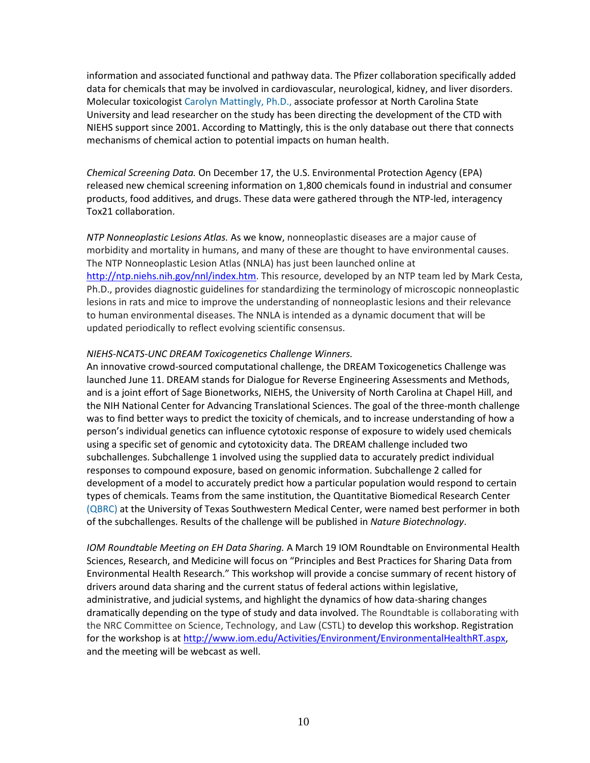information and associated functional and pathway data. The Pfizer collaboration specifically added data for chemicals that may be involved in cardiovascular, neurological, kidney, and liver disorders. Molecular toxicologist Carolyn Mattingly, Ph.D., associate professor at North Carolina State University and lead researcher on the study has been directing the development of the CTD with NIEHS support since 2001. According to Mattingly, this is the only database out there that connects mechanisms of chemical action to potential impacts on human health.

*Chemical Screening Data.* On December 17, the U.S. Environmental Protection Agency (EPA) released new chemical screening information on 1,800 chemicals found in industrial and consumer products, food additives, and drugs. These data were gathered through the NTP-led, interagency Tox21 collaboration.

*NTP Nonneoplastic Lesions Atlas.* As we know, nonneoplastic diseases are a major cause of morbidity and mortality in humans, and many of these are thought to have environmental causes. The NTP Nonneoplastic Lesion Atlas (NNLA) has just been launched online at http://ntp.niehs.nih.gov/nnl/index.htm. This resource, developed by an NTP team led by Mark Cesta, Ph.D., provides diagnostic guidelines for standardizing the terminology of microscopic nonneoplastic lesions in rats and mice to improve the understanding of nonneoplastic lesions and their relevance to human environmental diseases. The NNLA is intended as a dynamic document that will be updated periodically to reflect evolving scientific consensus.

*NIEHS-NCATS-UNC DREAM Toxicogenetics Challenge Winners.*
An innovative crowd-sourced computational challenge, the DREAM Toxicogenetics Challenge was launched June 11. DREAM stands for Dialogue for Reverse Engineering Assessments and Methods, and is a joint effort of Sage Bionetworks, NIEHS, the University of North Carolina at Chapel Hill, and the NIH National Center for Advancing Translational Sciences. The goal of the three-month challenge was to find better ways to predict the toxicity of chemicals, and to increase understanding of how a person's individual genetics can influence cytotoxic response of exposure to widely used chemicals using a specific set of genomic and cytotoxicity data. The DREAM challenge included two subchallenges. Subchallenge 1 involved using the supplied data to accurately predict individual responses to compound exposure, based on genomic information. Subchallenge 2 called for development of a model to accurately predict how a particular population would respond to certain types of chemicals. Teams from the same institution, the Quantitative Biomedical Research Center (QBRC) at the University of Texas Southwestern Medical Center, were named best performer in both of the subchallenges. Results of the challenge will be published in *Nature Biotechnology*.

*IOM Roundtable Meeting on EH Data Sharing.* A March 19 IOM Roundtable on Environmental Health Sciences, Research, and Medicine will focus on "Principles and Best Practices for Sharing Data from Environmental Health Research." This workshop will provide a concise summary of recent history of drivers around data sharing and the current status of federal actions within legislative, administrative, and judicial systems, and highlight the dynamics of how data-sharing changes dramatically depending on the type of study and data involved. The Roundtable is collaborating with the NRC Committee on Science, Technology, and Law (CSTL) to develop this workshop. Registration for the workshop is at http://www.iom.edu/Activities/Environment/EnvironmentalHealthRT.aspx, and the meeting will be webcast as well.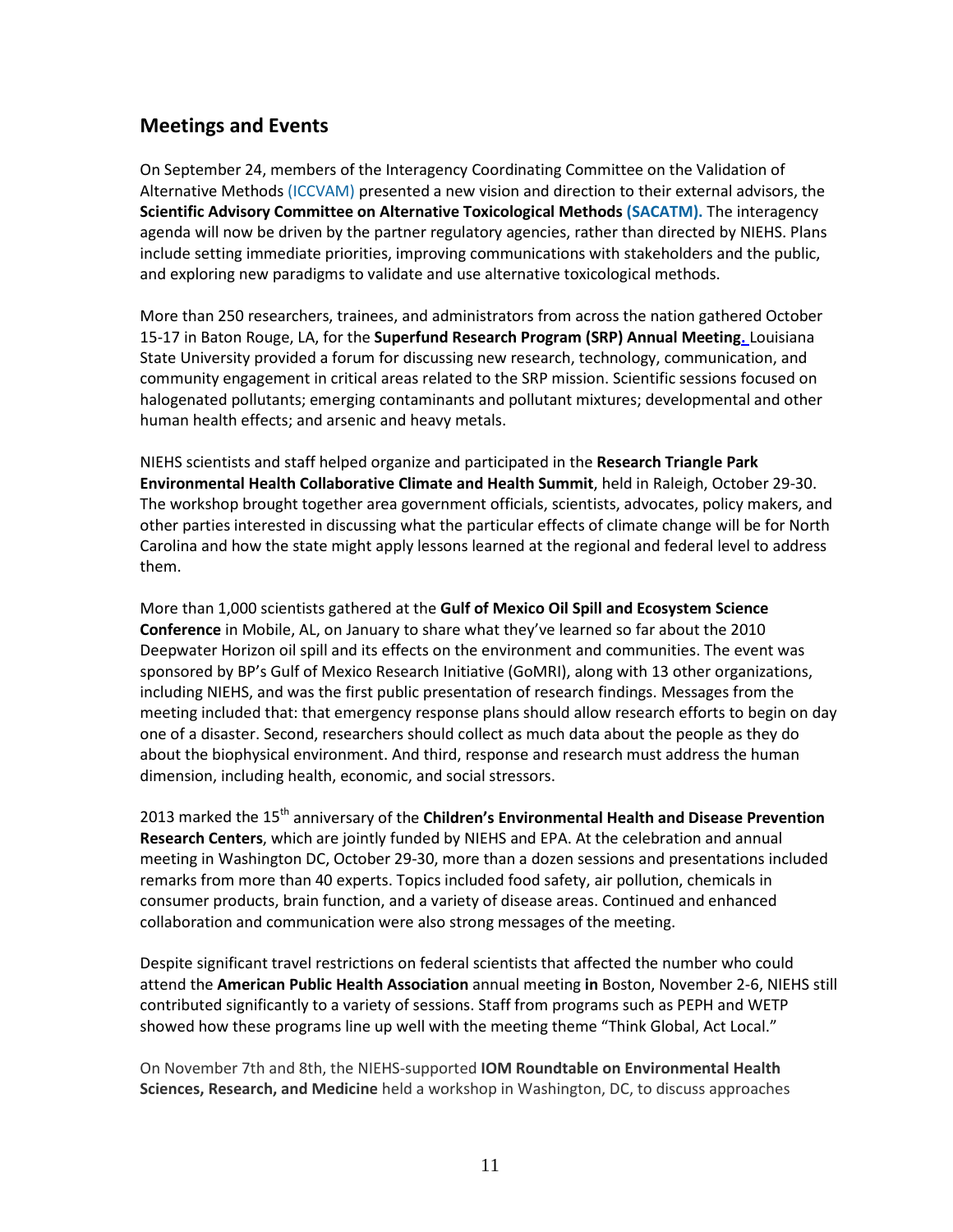## Meetings and Events

On September 24, members of the Interagency Coordinating Committee on the Validation of Alternative Methods (ICCVAM) presented a new vision and direction to their external advisors, the **Scientific Advisory Committee on Alternative Toxicological Methods (SACATM).** The interagency agenda will now be driven by the partner regulatory agencies, rather than directed by NIEHS. Plans include setting immediate priorities, improving communications with stakeholders and the public, and exploring new paradigms to validate and use alternative toxicological methods.

More than 250 researchers, trainees, and administrators from across the nation gathered October 15-17 in Baton Rouge, LA, for the **Superfund Research Program (SRP) Annual Meeting.** Louisiana State University provided a forum for discussing new research, technology, communication, and community engagement in critical areas related to the SRP mission. Scientific sessions focused on halogenated pollutants; emerging contaminants and pollutant mixtures; developmental and other human health effects; and arsenic and heavy metals.

NIEHS scientists and staff helped organize and participated in the **Research Triangle Park Environmental Health Collaborative Climate and Health Summit**, held in Raleigh, October 29-30. The workshop brought together area government officials, scientists, advocates, policy makers, and other parties interested in discussing what the particular effects of climate change will be for North Carolina and how the state might apply lessons learned at the regional and federal level to address them.

More than 1,000 scientists gathered at the **Gulf of Mexico Oil Spill and Ecosystem Science Conference** in Mobile, AL, on January to share what they've learned so far about the 2010 Deepwater Horizon oil spill and its effects on the environment and communities. The event was sponsored by BP's Gulf of Mexico Research Initiative (GoMRI), along with 13 other organizations, including NIEHS, and was the first public presentation of research findings. Messages from the meeting included that: that emergency response plans should allow research efforts to begin on day one of a disaster. Second, researchers should collect as much data about the people as they do about the biophysical environment. And third, response and research must address the human dimension, including health, economic, and social stressors.

2013 marked the 15th anniversary of the **Children's Environmental Health and Disease Prevention Research Centers**, which are jointly funded by NIEHS and EPA. At the celebration and annual meeting in Washington DC, October 29-30, more than a dozen sessions and presentations included remarks from more than 40 experts. Topics included food safety, air pollution, chemicals in consumer products, brain function, and a variety of disease areas. Continued and enhanced collaboration and communication were also strong messages of the meeting.

Despite significant travel restrictions on federal scientists that affected the number who could attend the **American Public Health Association** annual meeting **in** Boston, November 2-6, NIEHS still contributed significantly to a variety of sessions. Staff from programs such as PEPH and WETP showed how these programs line up well with the meeting theme "Think Global, Act Local."

On November 7th and 8th, the NIEHS-supported **IOM Roundtable on Environmental Health Sciences, Research, and Medicine** held a workshop in Washington, DC, to discuss approaches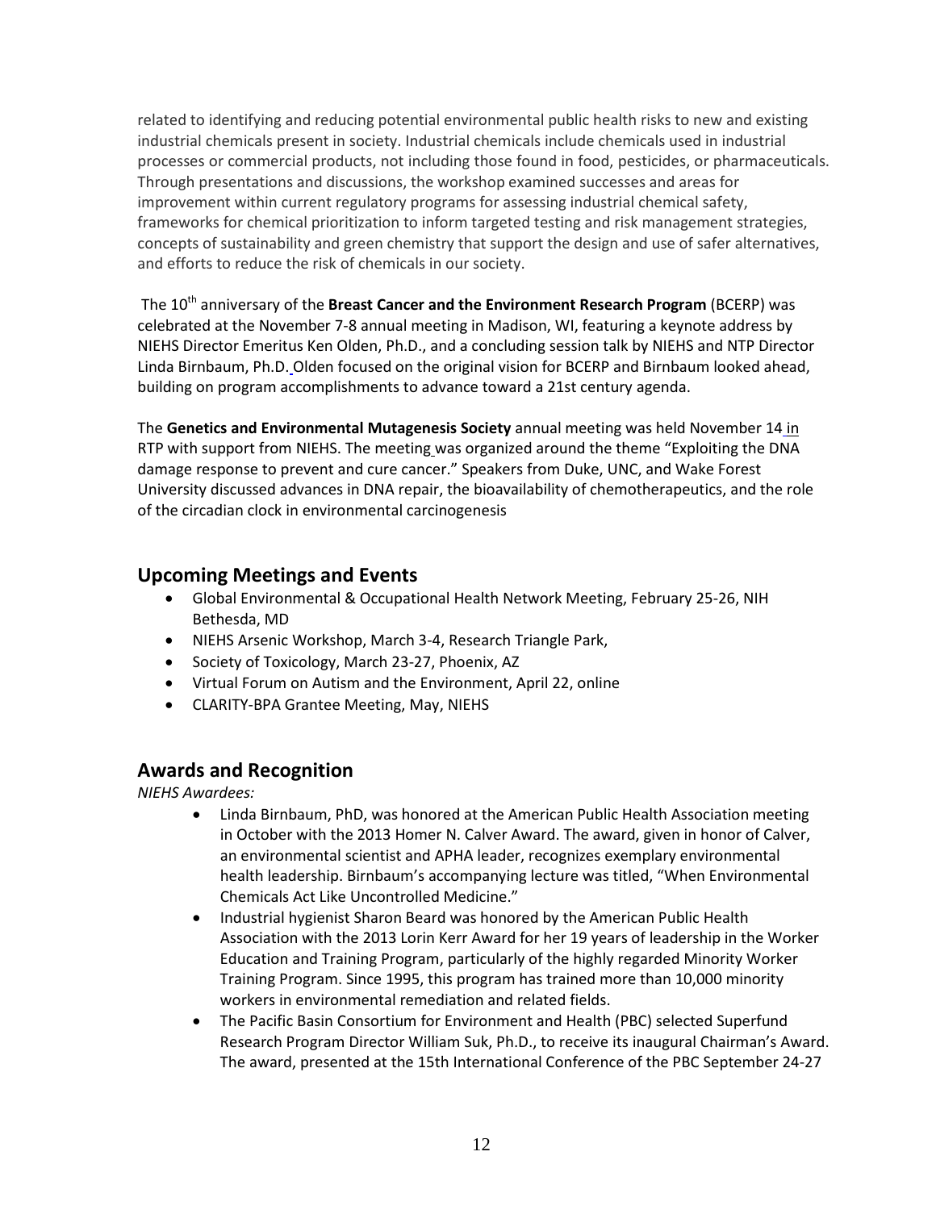related to identifying and reducing potential environmental public health risks to new and existing industrial chemicals present in society. Industrial chemicals include chemicals used in industrial processes or commercial products, not including those found in food, pesticides, or pharmaceuticals. Through presentations and discussions, the workshop examined successes and areas for improvement within current regulatory programs for assessing industrial chemical safety, frameworks for chemical prioritization to inform targeted testing and risk management strategies, concepts of sustainability and green chemistry that support the design and use of safer alternatives, and efforts to reduce the risk of chemicals in our society.

The 10th anniversary of the **Breast Cancer and the Environment Research Program** (BCERP) was celebrated at the November 7-8 annual meeting in Madison, WI, featuring a keynote address by NIEHS Director Emeritus Ken Olden, Ph.D., and a concluding session talk by NIEHS and NTP Director Linda Birnbaum, Ph.D. Olden focused on the original vision for BCERP and Birnbaum looked ahead, building on program accomplishments to advance toward a 21st century agenda.

The **Genetics and Environmental Mutagenesis Society** annual meeting was held November 14 in RTP with support from NIEHS. The meeting was organized around the theme "Exploiting the DNA damage response to prevent and cure cancer." Speakers from Duke, UNC, and Wake Forest University discussed advances in DNA repair, the bioavailability of chemotherapeutics, and the role of the circadian clock in environmental carcinogenesis

## Upcoming Meetings and Events

- Global Environmental & Occupational Health Network Meeting, February 25-26, NIH Bethesda, MD
- NIEHS Arsenic Workshop, March 3-4, Research Triangle Park,
- Society of Toxicology, March 23-27, Phoenix, AZ
- Virtual Forum on Autism and the Environment, April 22, online
- CLARITY-BPA Grantee Meeting, May, NIEHS

## Awards and Recognition

*NIEHS Awardees:*

- Linda Birnbaum, PhD, was honored at the American Public Health Association meeting in October with the 2013 Homer N. Calver Award. The award, given in honor of Calver, an environmental scientist and APHA leader, recognizes exemplary environmental health leadership. Birnbaum's accompanying lecture was titled, "When Environmental Chemicals Act Like Uncontrolled Medicine."
- Industrial hygienist Sharon Beard was honored by the American Public Health Association with the 2013 Lorin Kerr Award for her 19 years of leadership in the Worker Education and Training Program, particularly of the highly regarded Minority Worker Training Program. Since 1995, this program has trained more than 10,000 minority workers in environmental remediation and related fields.
- The Pacific Basin Consortium for Environment and Health (PBC) selected Superfund Research Program Director William Suk, Ph.D., to receive its inaugural Chairman's Award. The award, presented at the 15th International Conference of the PBC September 24-27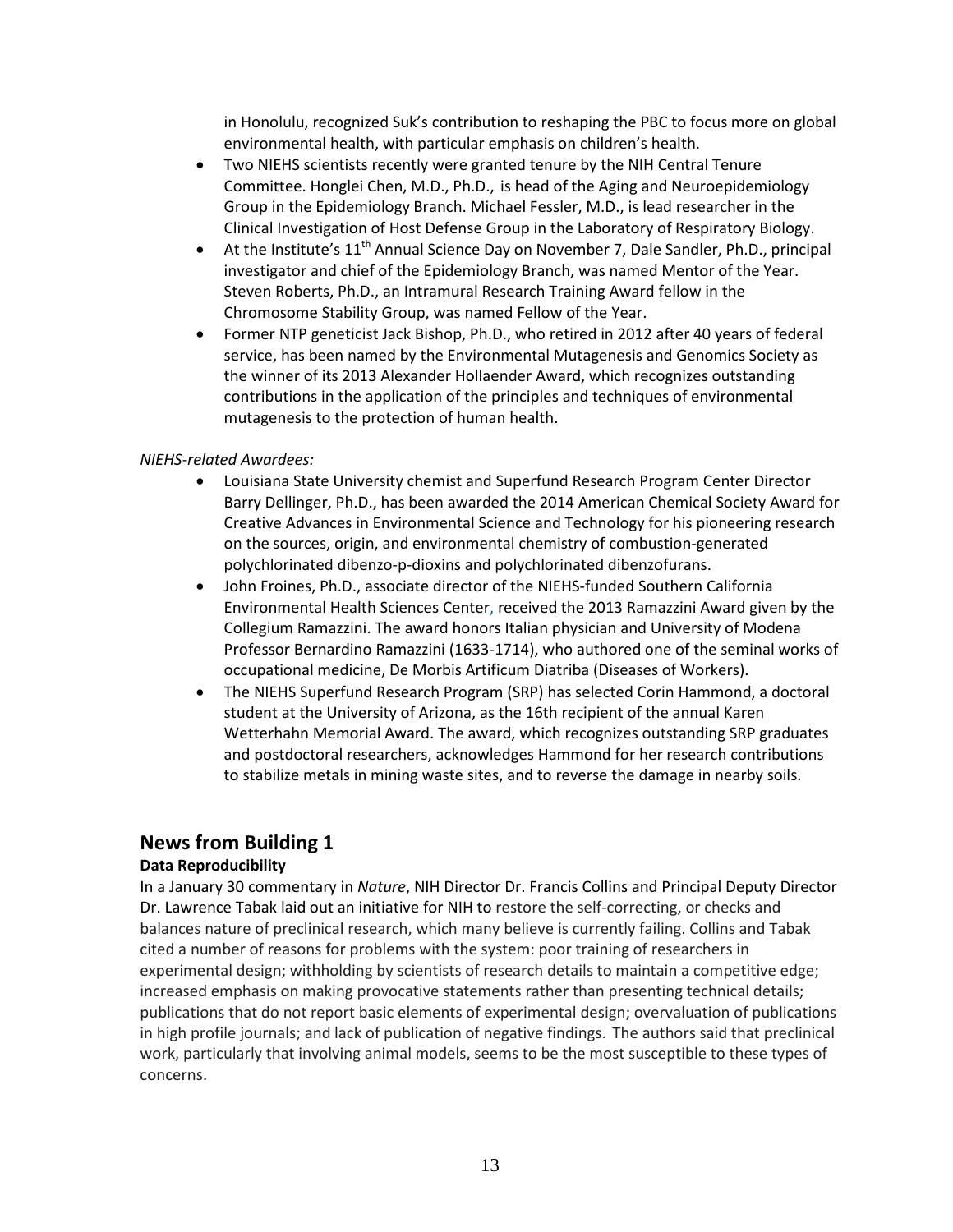in Honolulu, recognized Suk's contribution to reshaping the PBC to focus more on global environmental health, with particular emphasis on children's health.

- Two NIEHS scientists recently were granted tenure by the NIH Central Tenure Committee. Honglei Chen, M.D., Ph.D., is head of the Aging and Neuroepidemiology Group in the Epidemiology Branch. Michael Fessler, M.D., is lead researcher in the Clinical Investigation of Host Defense Group in the Laboratory of Respiratory Biology.
- At the Institute's 11th Annual Science Day on November 7, Dale Sandler, Ph.D., principal investigator and chief of the Epidemiology Branch, was named Mentor of the Year. Steven Roberts, Ph.D., an Intramural Research Training Award fellow in the Chromosome Stability Group, was named Fellow of the Year.
- Former NTP geneticist Jack Bishop, Ph.D., who retired in 2012 after 40 years of federal service, has been named by the Environmental Mutagenesis and Genomics Society as the winner of its 2013 Alexander Hollaender Award, which recognizes outstanding contributions in the application of the principles and techniques of environmental mutagenesis to the protection of human health.

*NIEHS-related Awardees:*

- Louisiana State University chemist and Superfund Research Program Center Director Barry Dellinger, Ph.D., has been awarded the 2014 American Chemical Society Award for Creative Advances in Environmental Science and Technology for his pioneering research on the sources, origin, and environmental chemistry of combustion-generated polychlorinated dibenzo-p-dioxins and polychlorinated dibenzofurans.
- John Froines, Ph.D., associate director of the NIEHS-funded Southern California Environmental Health Sciences Center, received the 2013 Ramazzini Award given by the Collegium Ramazzini. The award honors Italian physician and University of Modena Professor Bernardino Ramazzini (1633-1714), who authored one of the seminal works of occupational medicine, De Morbis Artificum Diatriba (Diseases of Workers).
- The NIEHS Superfund Research Program (SRP) has selected Corin Hammond, a doctoral student at the University of Arizona, as the 16th recipient of the annual Karen Wetterhahn Memorial Award. The award, which recognizes outstanding SRP graduates and postdoctoral researchers, acknowledges Hammond for her research contributions to stabilize metals in mining waste sites, and to reverse the damage in nearby soils.

## News from Building 1

**Data Reproducibility**

In a January 30 commentary in *Nature*, NIH Director Dr. Francis Collins and Principal Deputy Director Dr. Lawrence Tabak laid out an initiative for NIH to restore the self-correcting, or checks and balances nature of preclinical research, which many believe is currently failing. Collins and Tabak cited a number of reasons for problems with the system: poor training of researchers in experimental design; withholding by scientists of research details to maintain a competitive edge; increased emphasis on making provocative statements rather than presenting technical details; publications that do not report basic elements of experimental design; overvaluation of publications in high profile journals; and lack of publication of negative findings. The authors said that preclinical work, particularly that involving animal models, seems to be the most susceptible to these types of concerns.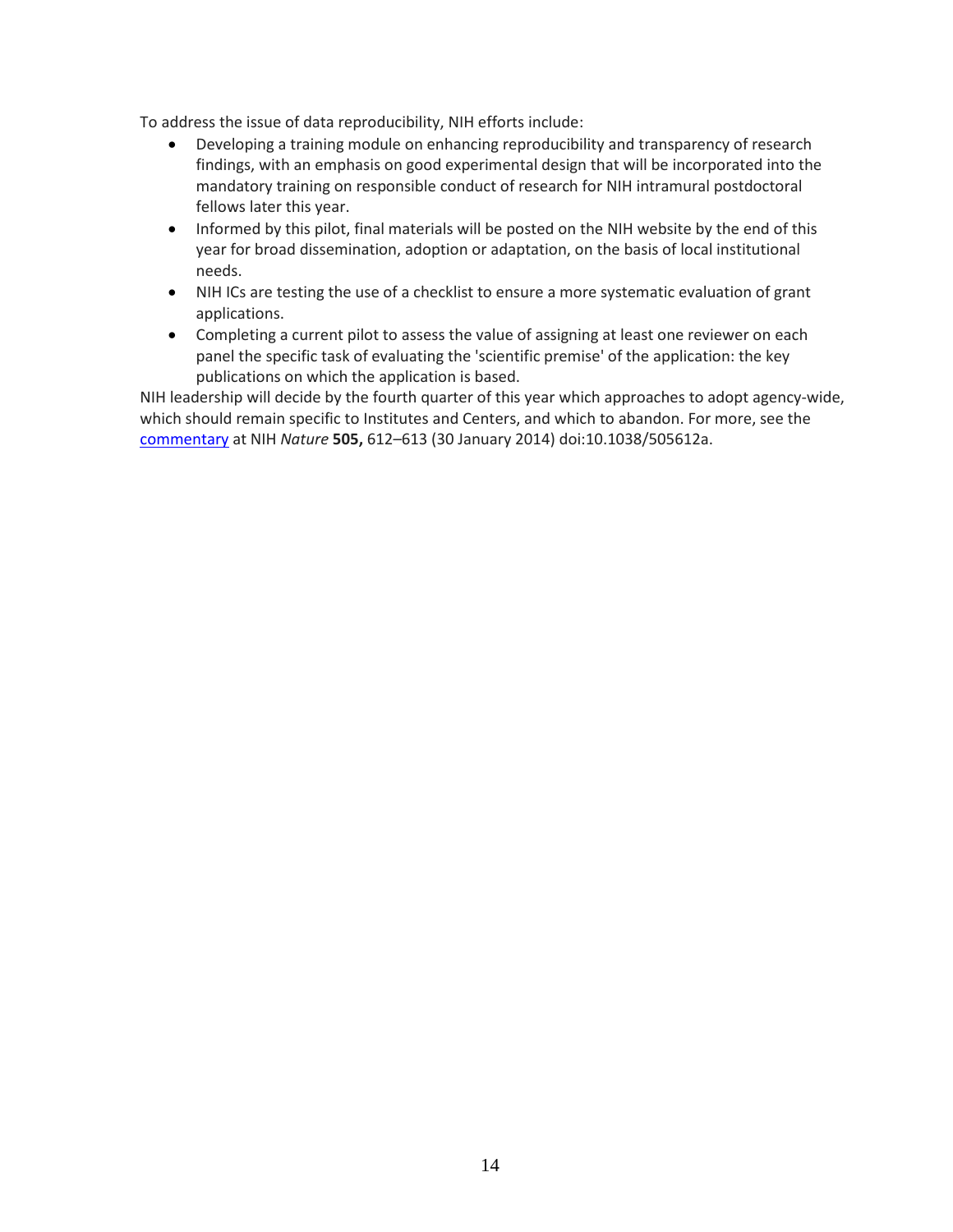To address the issue of data reproducibility, NIH efforts include:

- Developing a training module on enhancing reproducibility and transparency of research findings, with an emphasis on good experimental design that will be incorporated into the mandatory training on responsible conduct of research for NIH intramural postdoctoral fellows later this year.
- Informed by this pilot, final materials will be posted on the NIH website by the end of this year for broad dissemination, adoption or adaptation, on the basis of local institutional needs.
- NIH ICs are testing the use of a checklist to ensure a more systematic evaluation of grant applications.
- Completing a current pilot to assess the value of assigning at least one reviewer on each panel the specific task of evaluating the 'scientific premise' of the application: the key publications on which the application is based.

NIH leadership will decide by the fourth quarter of this year which approaches to adopt agency-wide, which should remain specific to Institutes and Centers, and which to abandon. For more, see the commentary at NIH *Nature* **505,** 612–613 (30 January 2014) doi:10.1038/505612a.